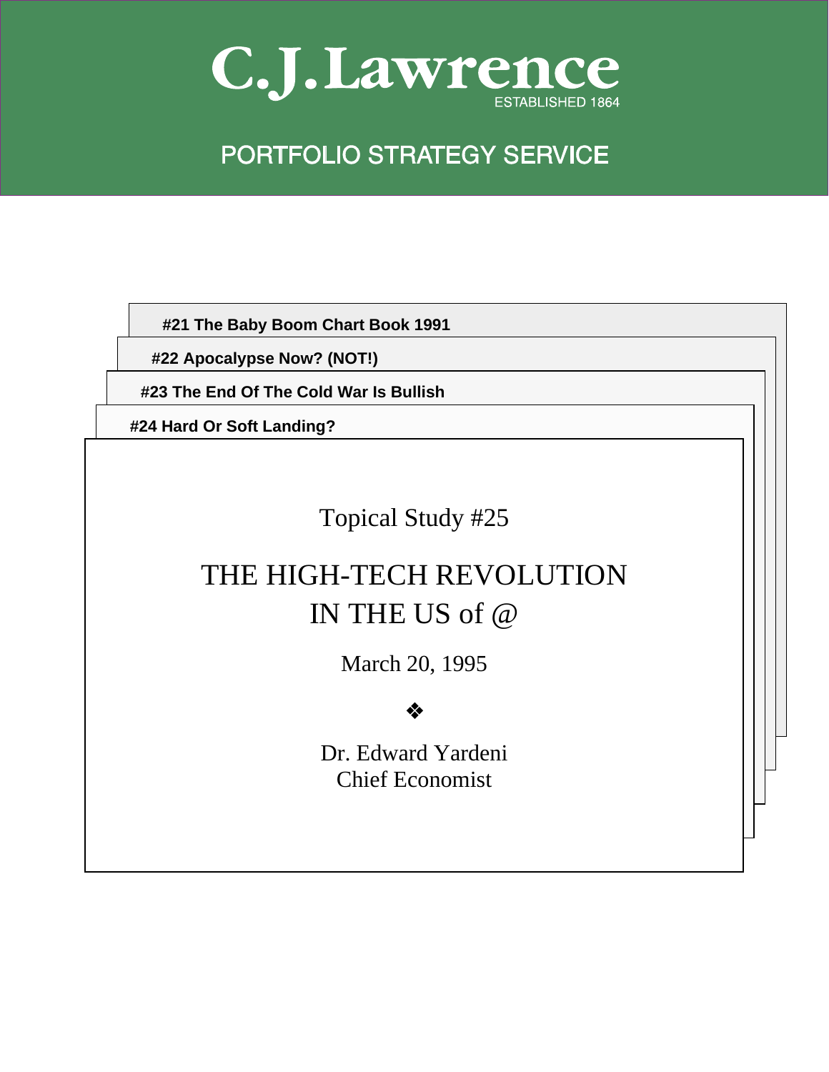# C.J.Lawrence

ESTABLISHED 1864

PORTFOLIO STRATEGY SERVICE

**#21 The Baby Boom Chart Book 1991**

**#22 Apocalypse Now? (NOT!)**

**#23 The End Of The Cold War Is Bullish**

**#24 Hard Or Soft Landing?**

Topical Study #25

# THE HIGH-TECH REVOLUTION IN THE US of @

March 20, 1995

❖

Dr. Edward Yardeni
Chief Economist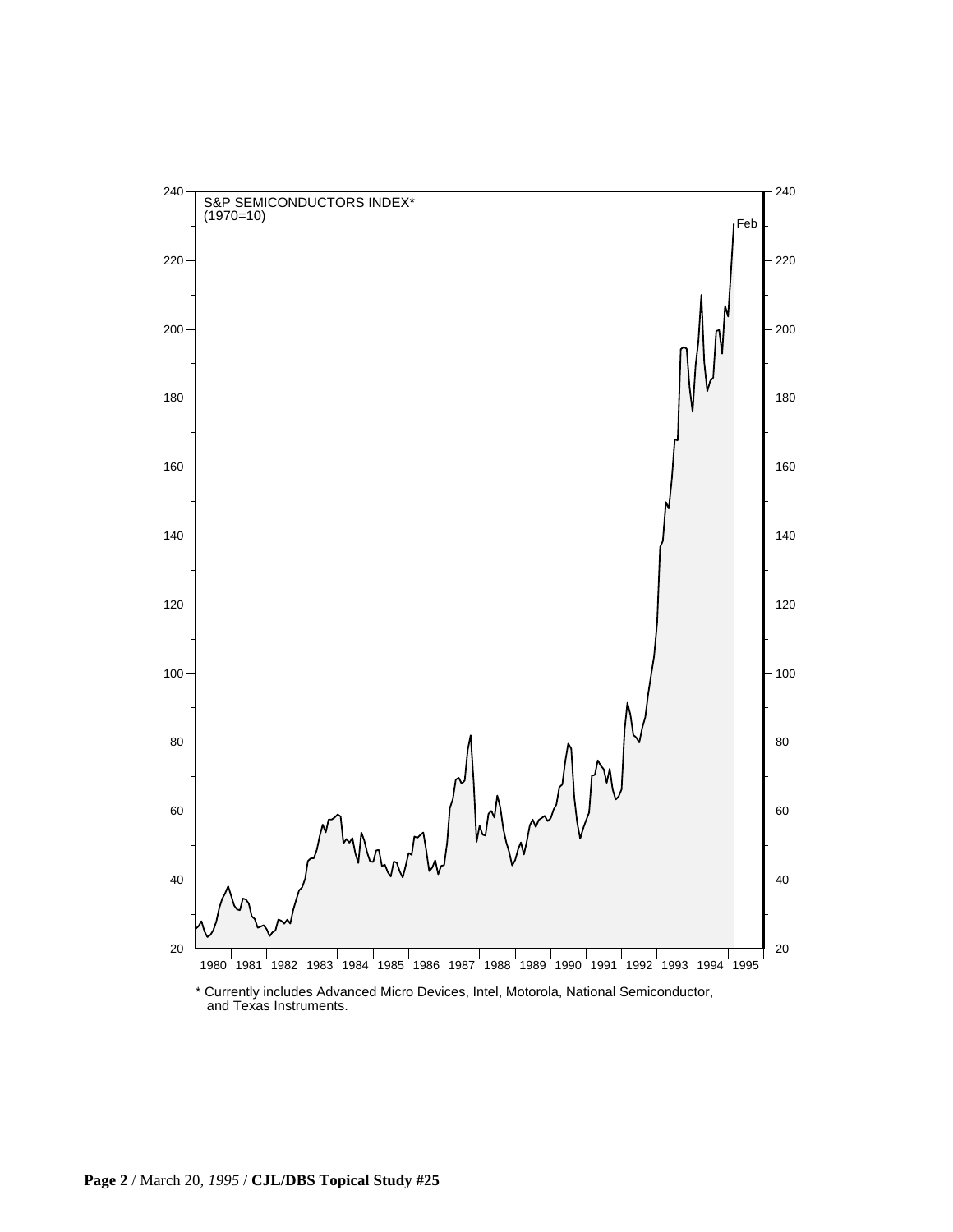S&P SEMICONDUCTORS INDEX*
(1970=10)

Feb

240
220
200
180
160
140
120
100
80
60
40
20

1980 1981 1982 1983 1984 1985 1986 1987 1988 1989 1990 1991 1992 1993 1994 1995

* Currently includes Advanced Micro Devices, Intel, Motorola, National Semiconductor, and Texas Instruments.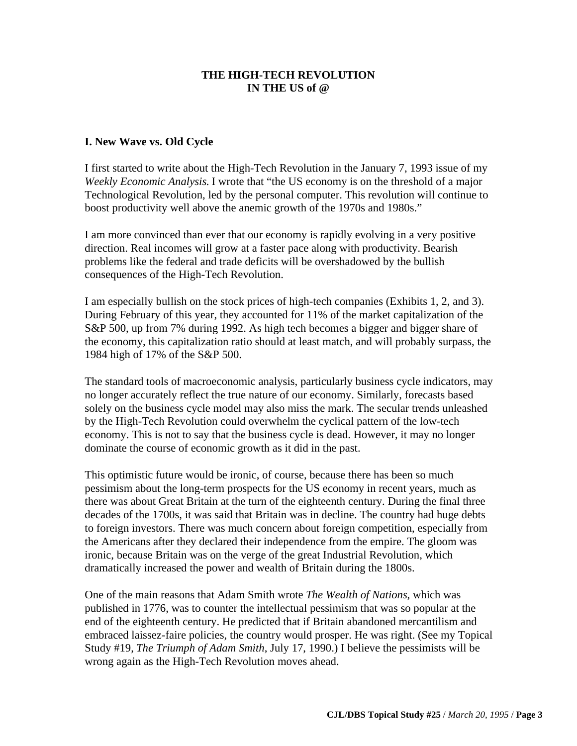# THE HIGH-TECH REVOLUTION IN THE US of @

## I. New Wave vs. Old Cycle

I first started to write about the High-Tech Revolution in the January 7, 1993 issue of my *Weekly Economic Analysis.* I wrote that "the US economy is on the threshold of a major Technological Revolution, led by the personal computer. This revolution will continue to boost productivity well above the anemic growth of the 1970s and 1980s."

I am more convinced than ever that our economy is rapidly evolving in a very positive direction. Real incomes will grow at a faster pace along with productivity. Bearish problems like the federal and trade deficits will be overshadowed by the bullish consequences of the High-Tech Revolution.

I am especially bullish on the stock prices of high-tech companies (Exhibits 1, 2, and 3). During February of this year, they accounted for 11% of the market capitalization of the S&P 500, up from 7% during 1992. As high tech becomes a bigger and bigger share of the economy, this capitalization ratio should at least match, and will probably surpass, the 1984 high of 17% of the S&P 500.

The standard tools of macroeconomic analysis, particularly business cycle indicators, may no longer accurately reflect the true nature of our economy. Similarly, forecasts based solely on the business cycle model may also miss the mark. The secular trends unleashed by the High-Tech Revolution could overwhelm the cyclical pattern of the low-tech economy. This is not to say that the business cycle is dead. However, it may no longer dominate the course of economic growth as it did in the past.

This optimistic future would be ironic, of course, because there has been so much pessimism about the long-term prospects for the US economy in recent years, much as there was about Great Britain at the turn of the eighteenth century. During the final three decades of the 1700s, it was said that Britain was in decline. The country had huge debts to foreign investors. There was much concern about foreign competition, especially from the Americans after they declared their independence from the empire. The gloom was ironic, because Britain was on the verge of the great Industrial Revolution, which dramatically increased the power and wealth of Britain during the 1800s.

One of the main reasons that Adam Smith wrote *The Wealth of Nations*, which was published in 1776, was to counter the intellectual pessimism that was so popular at the end of the eighteenth century. He predicted that if Britain abandoned mercantilism and embraced laissez-faire policies, the country would prosper. He was right. (See my Topical Study #19, *The Triumph of Adam Smith*, July 17, 1990.) I believe the pessimists will be wrong again as the High-Tech Revolution moves ahead.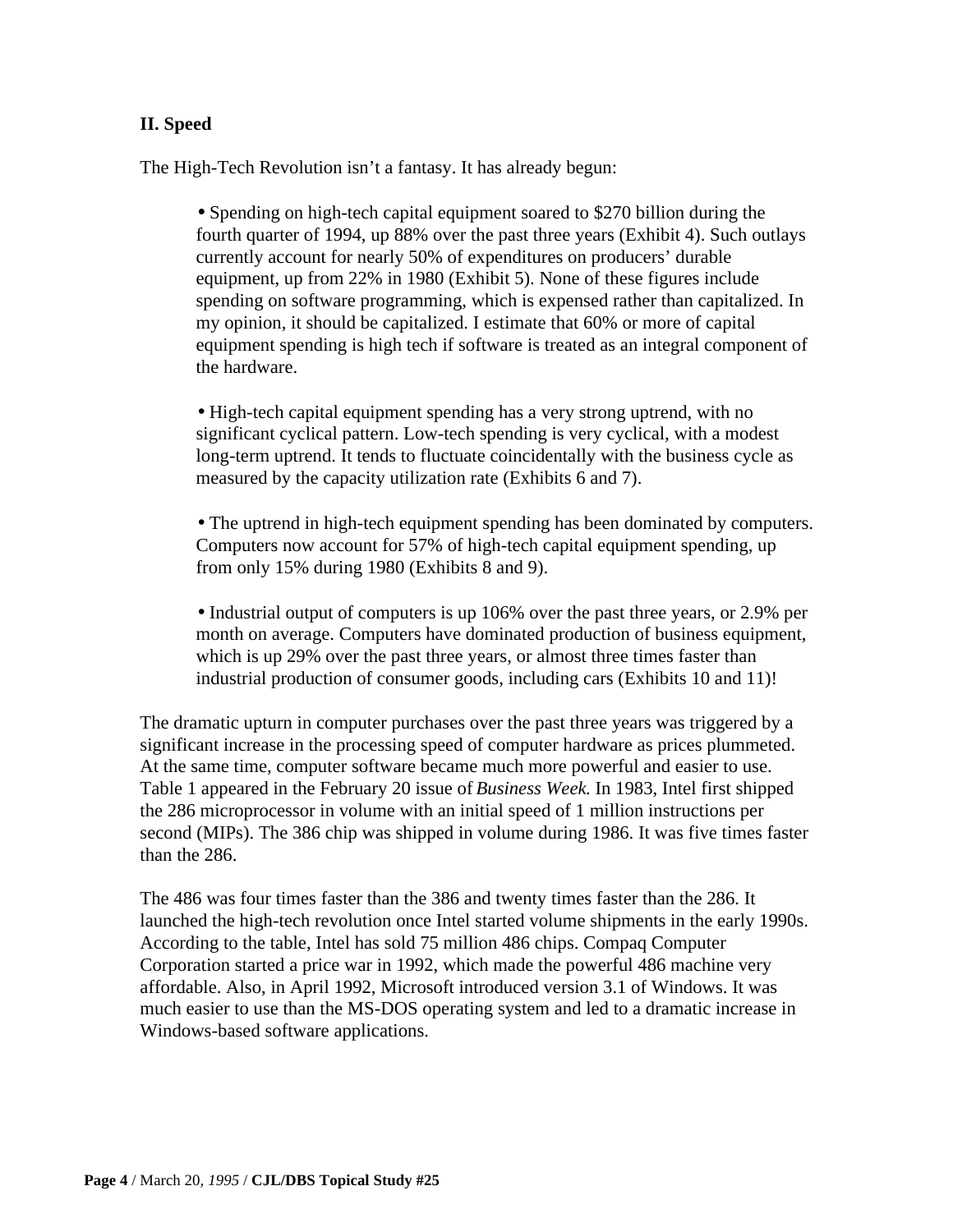**II. Speed**

The High-Tech Revolution isn't a fantasy. It has already begun:

- Spending on high-tech capital equipment soared to $270 billion during the fourth quarter of 1994, up 88% over the past three years (Exhibit 4). Such outlays currently account for nearly 50% of expenditures on producers' durable equipment, up from 22% in 1980 (Exhibit 5). None of these figures include spending on software programming, which is expensed rather than capitalized. In my opinion, it should be capitalized. I estimate that 60% or more of capital equipment spending is high tech if software is treated as an integral component of the hardware.

- High-tech capital equipment spending has a very strong uptrend, with no significant cyclical pattern. Low-tech spending is very cyclical, with a modest long-term uptrend. It tends to fluctuate coincidentally with the business cycle as measured by the capacity utilization rate (Exhibits 6 and 7).

- The uptrend in high-tech equipment spending has been dominated by computers. Computers now account for 57% of high-tech capital equipment spending, up from only 15% during 1980 (Exhibits 8 and 9).

- Industrial output of computers is up 106% over the past three years, or 2.9% per month on average. Computers have dominated production of business equipment, which is up 29% over the past three years, or almost three times faster than industrial production of consumer goods, including cars (Exhibits 10 and 11)!

The dramatic upturn in computer purchases over the past three years was triggered by a significant increase in the processing speed of computer hardware as prices plummeted. At the same time, computer software became much more powerful and easier to use. Table 1 appeared in the February 20 issue of *Business Week.* In 1983, Intel first shipped the 286 microprocessor in volume with an initial speed of 1 million instructions per second (MIPs). The 386 chip was shipped in volume during 1986. It was five times faster than the 286.

The 486 was four times faster than the 386 and twenty times faster than the 286. It launched the high-tech revolution once Intel started volume shipments in the early 1990s. According to the table, Intel has sold 75 million 486 chips. Compaq Computer Corporation started a price war in 1992, which made the powerful 486 machine very affordable. Also, in April 1992, Microsoft introduced version 3.1 of Windows. It was much easier to use than the MS-DOS operating system and led to a dramatic increase in Windows-based software applications.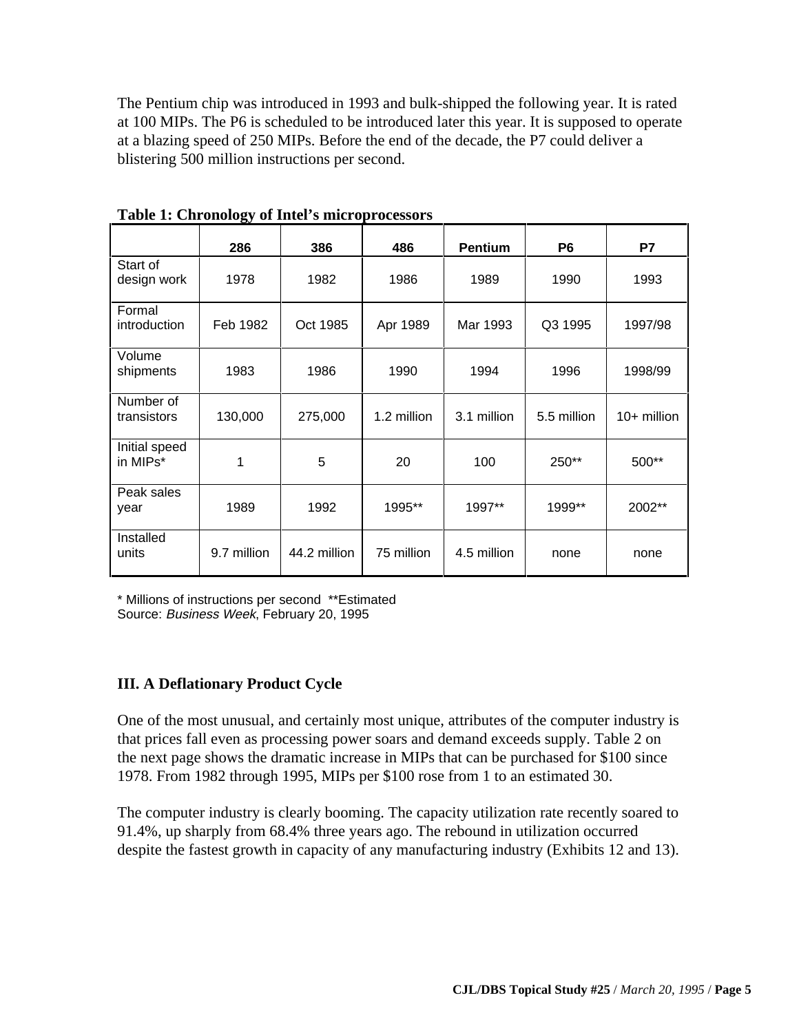The Pentium chip was introduced in 1993 and bulk-shipped the following year. It is rated at 100 MIPs. The P6 is scheduled to be introduced later this year. It is supposed to operate at a blazing speed of 250 MIPs. Before the end of the decade, the P7 could deliver a blistering 500 million instructions per second.

**Table 1: Chronology of Intel's microprocessors**

| | 286 | 386 | 486 | Pentium | P6 | P7 |
|---|---|---|---|---|---|---|
| Start of design work | 1978 | 1982 | 1986 | 1989 | 1990 | 1993 |
| Formal introduction | Feb 1982 | Oct 1985 | Apr 1989 | Mar 1993 | Q3 1995 | 1997/98 |
| Volume shipments | 1983 | 1986 | 1990 | 1994 | 1996 | 1998/99 |
| Number of transistors | 130,000 | 275,000 | 1.2 million | 3.1 million | 5.5 million | 10+ million |
| Initial speed in MIPs* | 1 | 5 | 20 | 100 | 250** | 500** |
| Peak sales year | 1989 | 1992 | 1995** | 1997** | 1999** | 2002** |
| Installed units | 9.7 million | 44.2 million | 75 million | 4.5 million | none | none |

\* Millions of instructions per second **Estimated
Source: *Business Week*, February 20, 1995

### III. A Deflationary Product Cycle

One of the most unusual, and certainly most unique, attributes of the computer industry is that prices fall even as processing power soars and demand exceeds supply. Table 2 on the next page shows the dramatic increase in MIPs that can be purchased for $100 since 1978. From 1982 through 1995, MIPs per $100 rose from 1 to an estimated 30.

The computer industry is clearly booming. The capacity utilization rate recently soared to 91.4%, up sharply from 68.4% three years ago. The rebound in utilization occurred despite the fastest growth in capacity of any manufacturing industry (Exhibits 12 and 13).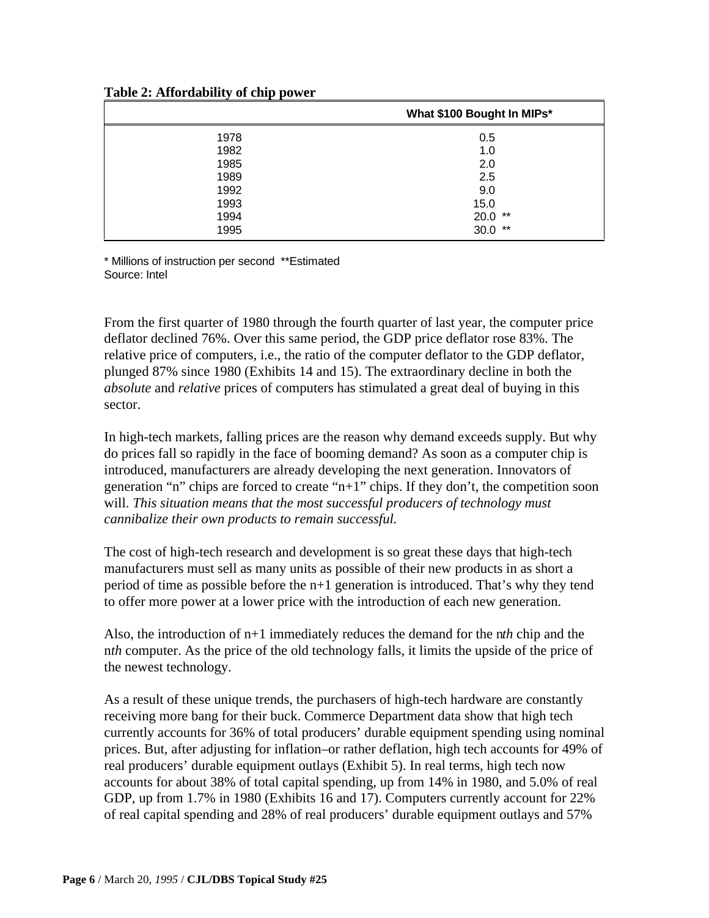**Table 2: Affordability of chip power**

| | What $100 Bought In MIPs* |
|---|---|
| 1978 | 0.5 |
| 1982 | 1.0 |
| 1985 | 2.0 |
| 1989 | 2.5 |
| 1992 | 9.0 |
| 1993 | 15.0 |
| 1994 | 20.0 ** |
| 1995 | 30.0 ** |

* Millions of instruction per second **Estimated
Source: Intel

From the first quarter of 1980 through the fourth quarter of last year, the computer price deflator declined 76%. Over this same period, the GDP price deflator rose 83%. The relative price of computers, i.e., the ratio of the computer deflator to the GDP deflator, plunged 87% since 1980 (Exhibits 14 and 15). The extraordinary decline in both the *absolute* and *relative* prices of computers has stimulated a great deal of buying in this sector.

In high-tech markets, falling prices are the reason why demand exceeds supply. But why do prices fall so rapidly in the face of booming demand? As soon as a computer chip is introduced, manufacturers are already developing the next generation. Innovators of generation "n" chips are forced to create "n+1" chips. If they don't, the competition soon will. *This situation means that the most successful producers of technology must cannibalize their own products to remain successful.*

The cost of high-tech research and development is so great these days that high-tech manufacturers must sell as many units as possible of their new products in as short a period of time as possible before the n+1 generation is introduced. That's why they tend to offer more power at a lower price with the introduction of each new generation.

Also, the introduction of n+1 immediately reduces the demand for the n*th* chip and the n*th* computer. As the price of the old technology falls, it limits the upside of the price of the newest technology.

As a result of these unique trends, the purchasers of high-tech hardware are constantly receiving more bang for their buck. Commerce Department data show that high tech currently accounts for 36% of total producers' durable equipment spending using nominal prices. But, after adjusting for inflation–or rather deflation, high tech accounts for 49% of real producers' durable equipment outlays (Exhibit 5). In real terms, high tech now accounts for about 38% of total capital spending, up from 14% in 1980, and 5.0% of real GDP, up from 1.7% in 1980 (Exhibits 16 and 17). Computers currently account for 22% of real capital spending and 28% of real producers' durable equipment outlays and 57%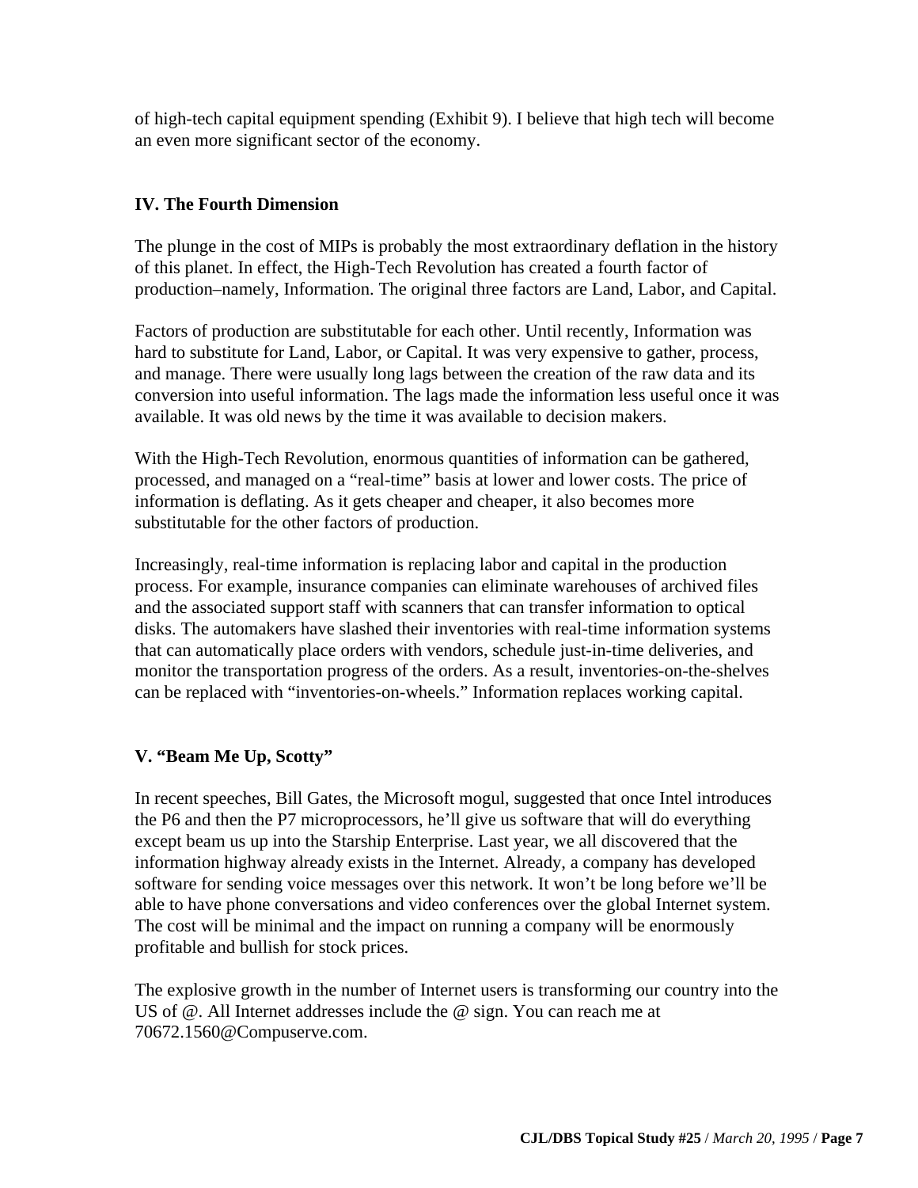of high-tech capital equipment spending (Exhibit 9). I believe that high tech will become an even more significant sector of the economy.

## IV. The Fourth Dimension

The plunge in the cost of MIPs is probably the most extraordinary deflation in the history of this planet. In effect, the High-Tech Revolution has created a fourth factor of production–namely, Information. The original three factors are Land, Labor, and Capital.

Factors of production are substitutable for each other. Until recently, Information was hard to substitute for Land, Labor, or Capital. It was very expensive to gather, process, and manage. There were usually long lags between the creation of the raw data and its conversion into useful information. The lags made the information less useful once it was available. It was old news by the time it was available to decision makers.

With the High-Tech Revolution, enormous quantities of information can be gathered, processed, and managed on a "real-time" basis at lower and lower costs. The price of information is deflating. As it gets cheaper and cheaper, it also becomes more substitutable for the other factors of production.

Increasingly, real-time information is replacing labor and capital in the production process. For example, insurance companies can eliminate warehouses of archived files and the associated support staff with scanners that can transfer information to optical disks. The automakers have slashed their inventories with real-time information systems that can automatically place orders with vendors, schedule just-in-time deliveries, and monitor the transportation progress of the orders. As a result, inventories-on-the-shelves can be replaced with "inventories-on-wheels." Information replaces working capital.

## V. "Beam Me Up, Scotty"

In recent speeches, Bill Gates, the Microsoft mogul, suggested that once Intel introduces the P6 and then the P7 microprocessors, he'll give us software that will do everything except beam us up into the Starship Enterprise. Last year, we all discovered that the information highway already exists in the Internet. Already, a company has developed software for sending voice messages over this network. It won't be long before we'll be able to have phone conversations and video conferences over the global Internet system. The cost will be minimal and the impact on running a company will be enormously profitable and bullish for stock prices.

The explosive growth in the number of Internet users is transforming our country into the US of @. All Internet addresses include the @ sign. You can reach me at 70672.1560@Compuserve.com.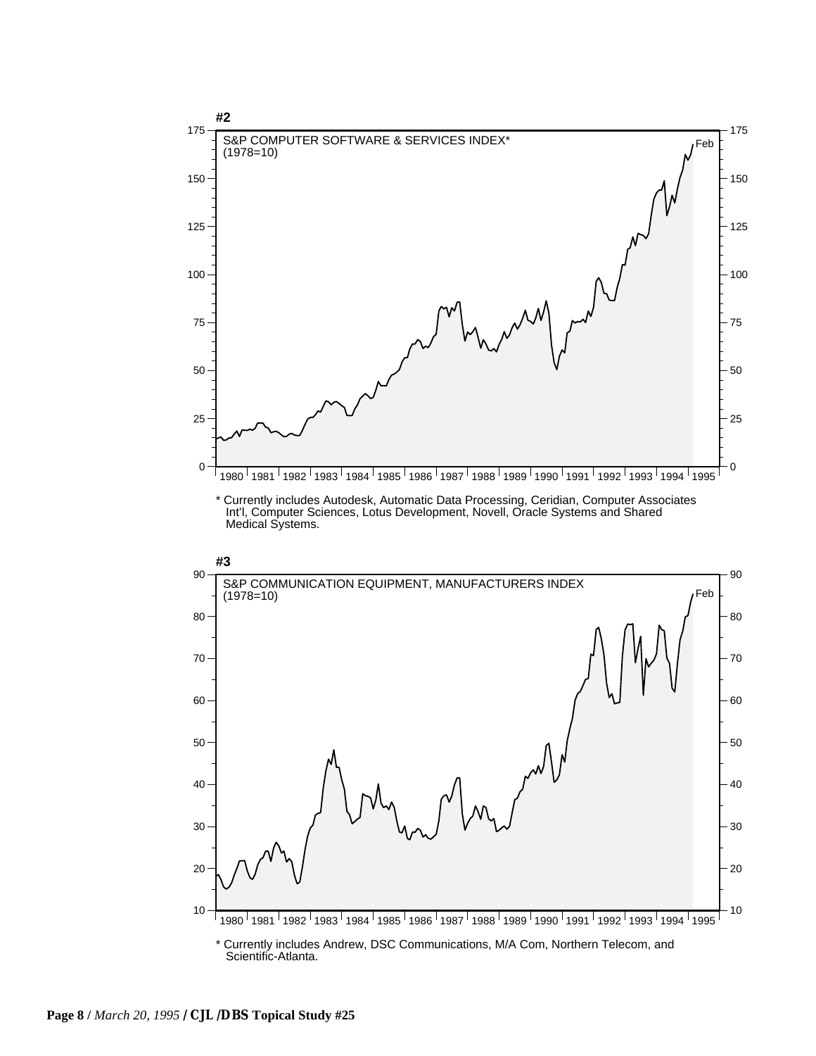#2

S&P COMPUTER SOFTWARE & SERVICES INDEX*
(1978=10)

Feb

175
150
125
100
75
50
25
0

1980 1981 1982 1983 1984 1985 1986 1987 1988 1989 1990 1991 1992 1993 1994 1995

\* Currently includes Autodesk, Automatic Data Processing, Ceridian, Computer Associates Int'l, Computer Sciences, Lotus Development, Novell, Oracle Systems and Shared Medical Systems.

#3

S&P COMMUNICATION EQUIPMENT, MANUFACTURERS INDEX
(1978=10)

Feb

90
80
70
60
50
40
30
20
10

1980 1981 1982 1983 1984 1985 1986 1987 1988 1989 1990 1991 1992 1993 1994 1995

\* Currently includes Andrew, DSC Communications, M/A Com, Northern Telecom, and Scientific-Atlanta.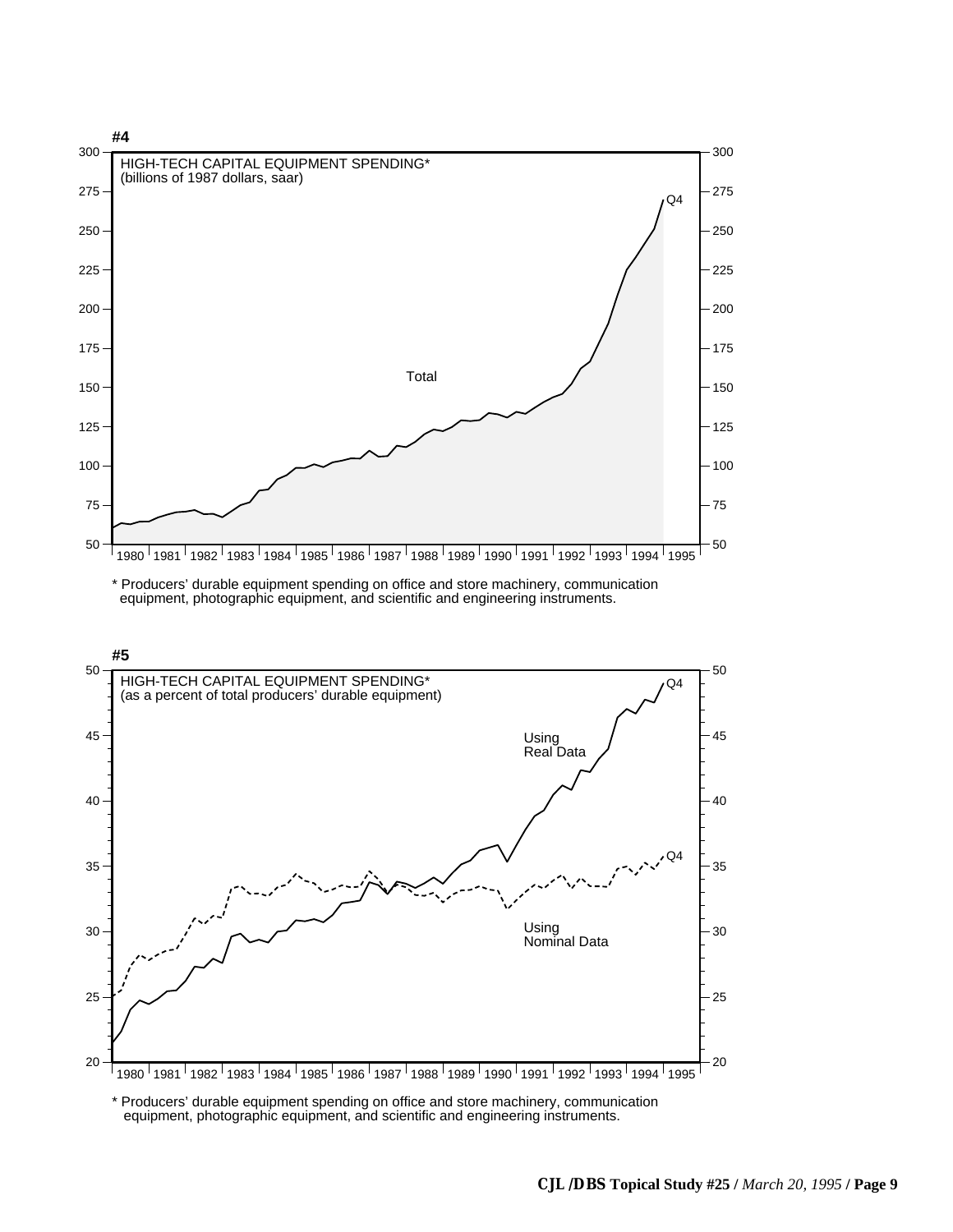**#4**

HIGH-TECH CAPITAL EQUIPMENT SPENDING*
(billions of 1987 dollars, saar)

300
275
250
225
200
175
150
125
100
75
50

Total

Q4

1980 1981 1982 1983 1984 1985 1986 1987 1988 1989 1990 1991 1992 1993 1994 1995

\* Producers' durable equipment spending on office and store machinery, communication equipment, photographic equipment, and scientific and engineering instruments.

**#5**

HIGH-TECH CAPITAL EQUIPMENT SPENDING*
(as a percent of total producers' durable equipment)

50
45
40
35
30
25
20

Using
Real Data

Using
Nominal Data

Q4

Q4

1980 1981 1982 1983 1984 1985 1986 1987 1988 1989 1990 1991 1992 1993 1994 1995

\* Producers' durable equipment spending on office and store machinery, communication equipment, photographic equipment, and scientific and engineering instruments.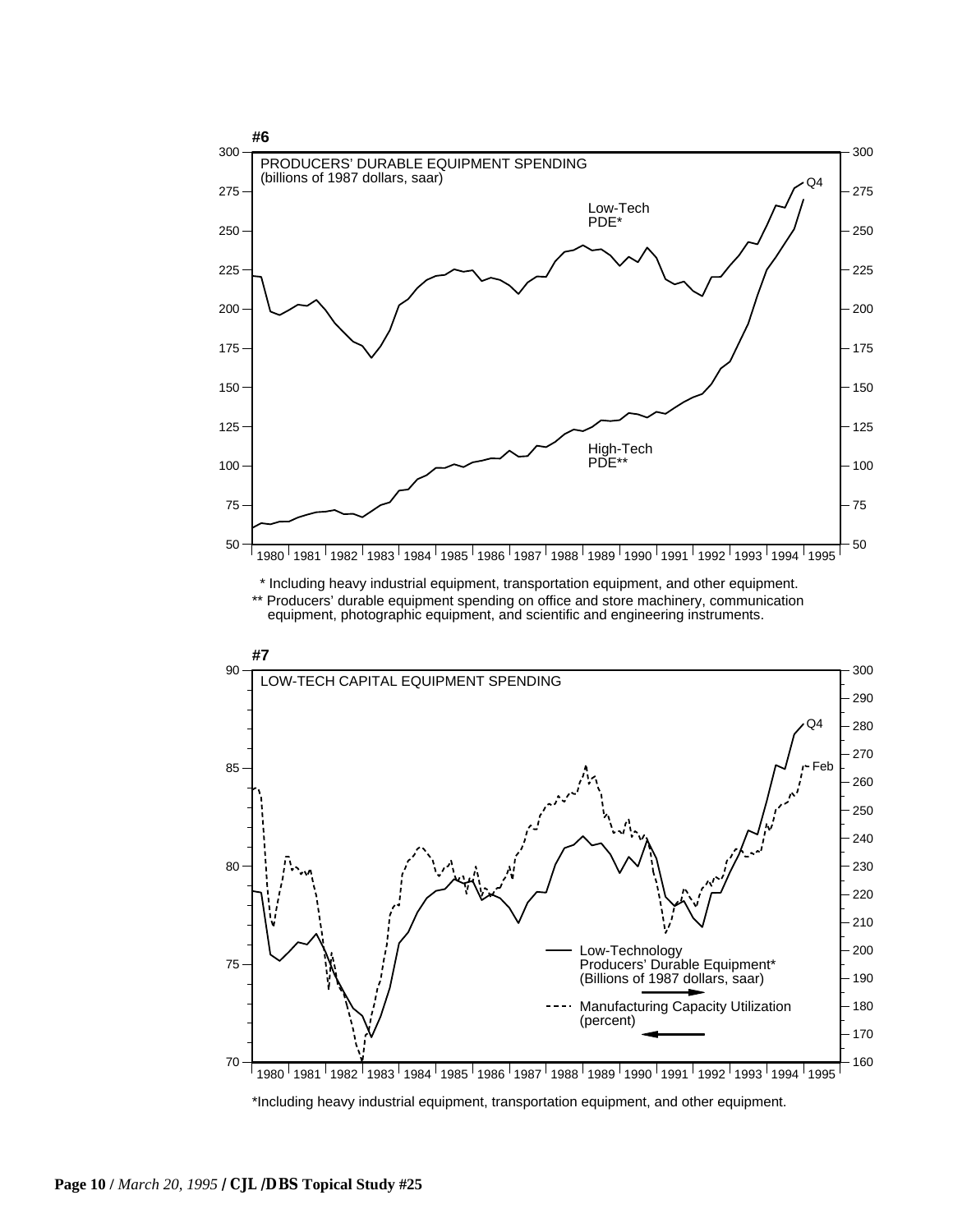#6

PRODUCERS' DURABLE EQUIPMENT SPENDING
(billions of 1987 dollars, saar)

300
275
250
225
200
175
150
125
100
75
50

Low-Tech
PDE*

Q4

High-Tech
PDE**

1980 1981 1982 1983 1984 1985 1986 1987 1988 1989 1990 1991 1992 1993 1994 1995

\* Including heavy industrial equipment, transportation equipment, and other equipment.

\*\* Producers' durable equipment spending on office and store machinery, communication equipment, photographic equipment, and scientific and engineering instruments.

#7

LOW-TECH CAPITAL EQUIPMENT SPENDING

90
85
80
75
70

300
290
280
270
260
250
240
230
220
210
200
190
180
170
160

Q4

Feb

Low-Technology
Producers' Durable Equipment*
(Billions of 1987 dollars, saar)

Manufacturing Capacity Utilization
(percent)

1980 1981 1982 1983 1984 1985 1986 1987 1988 1989 1990 1991 1992 1993 1994 1995

\*Including heavy industrial equipment, transportation equipment, and other equipment.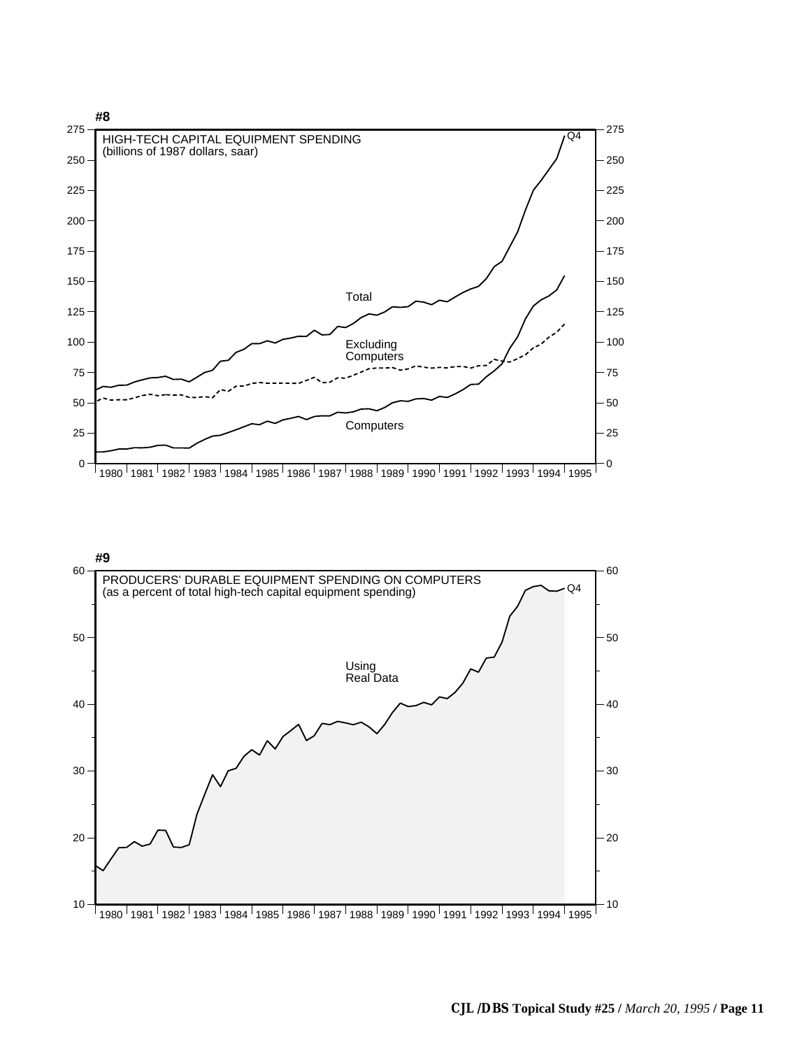#8

HIGH-TECH CAPITAL EQUIPMENT SPENDING
(billions of 1987 dollars, saar)

275
250
225
200
175
150
125
100
75
50
25
0

Q4

Total

Excluding
Computers

Computers

1980 1981 1982 1983 1984 1985 1986 1987 1988 1989 1990 1991 1992 1993 1994 1995

#9

PRODUCERS' DURABLE EQUIPMENT SPENDING ON COMPUTERS
(as a percent of total high-tech capital equipment spending)

60
50
40
30
20
10

Q4

Using
Real Data

1980 1981 1982 1983 1984 1985 1986 1987 1988 1989 1990 1991 1992 1993 1994 1995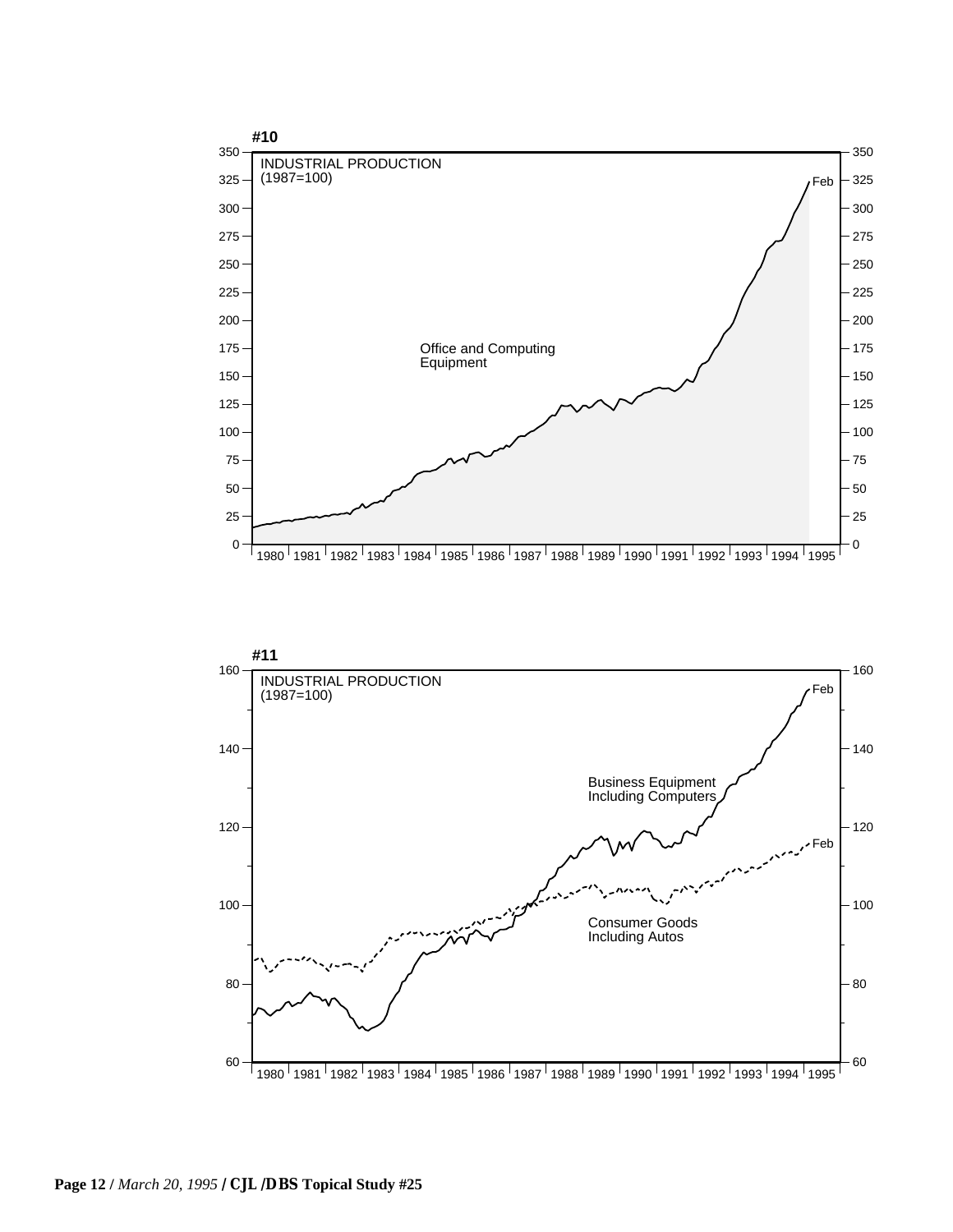#10

INDUSTRIAL PRODUCTION
(1987=100)

350
325
300
275
250
225
200
175
150
125
100
75
50
25
0

Feb

Office and Computing Equipment

1980 1981 1982 1983 1984 1985 1986 1987 1988 1989 1990 1991 1992 1993 1994 1995

#11

INDUSTRIAL PRODUCTION
(1987=100)

160
140
120
100
80
60

Feb

Business Equipment Including Computers

Feb

Consumer Goods Including Autos

1980 1981 1982 1983 1984 1985 1986 1987 1988 1989 1990 1991 1992 1993 1994 1995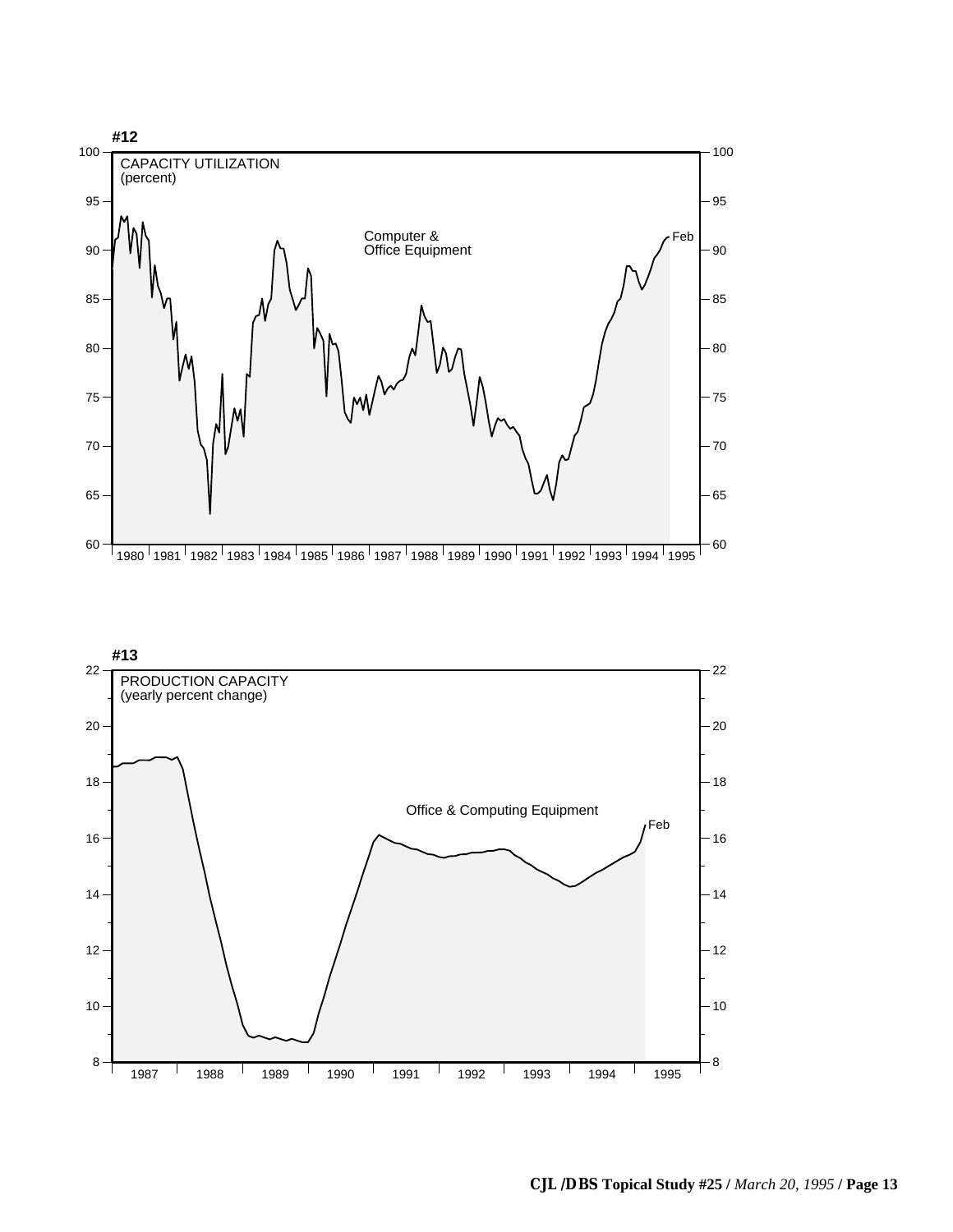#12

CAPACITY UTILIZATION
(percent)

Computer &
Office Equipment

Feb

100
95
90
85
80
75
70
65
60

1980 1981 1982 1983 1984 1985 1986 1987 1988 1989 1990 1991 1992 1993 1994 1995

#13

PRODUCTION CAPACITY
(yearly percent change)

Office & Computing Equipment

Feb

22
20
18
16
14
12
10
8

1987 1988 1989 1990 1991 1992 1993 1994 1995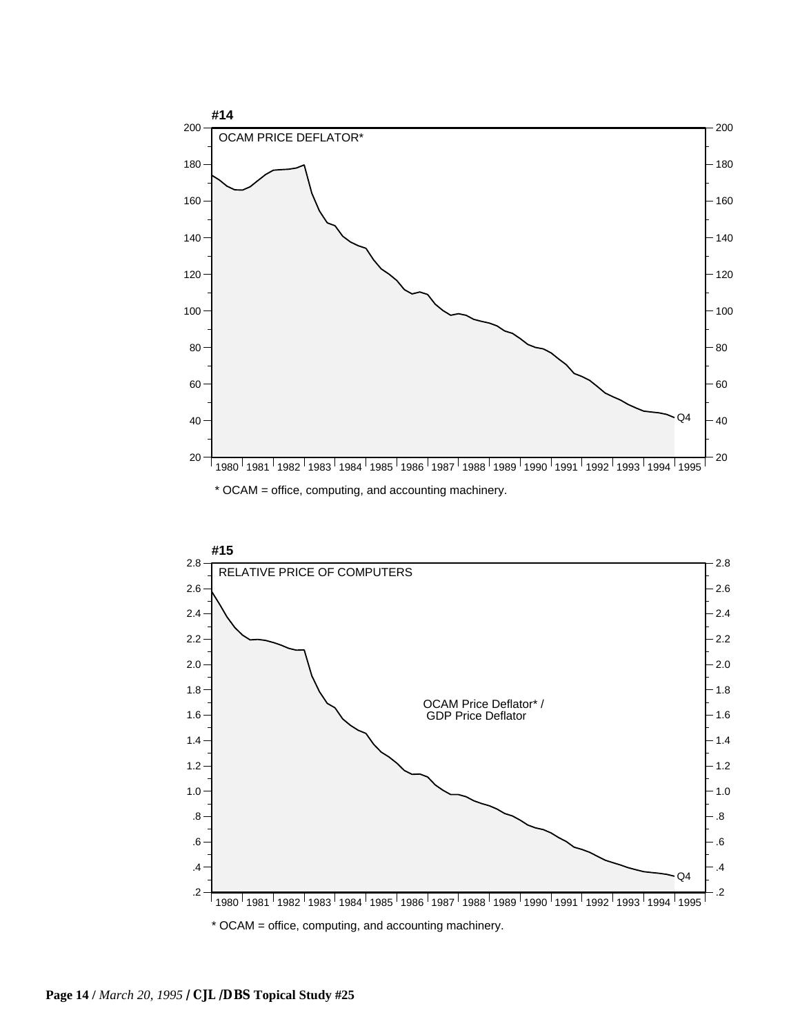**#14**

OCAM PRICE DEFLATOR*

200
180
160
140
120
100
80
60
40
20

Q4

1980 1981 1982 1983 1984 1985 1986 1987 1988 1989 1990 1991 1992 1993 1994 1995

\* OCAM = office, computing, and accounting machinery.

**#15**

RELATIVE PRICE OF COMPUTERS

OCAM Price Deflator* / GDP Price Deflator

2.8
2.6
2.4
2.2
2.0
1.8
1.6
1.4
1.2
1.0
.8
.6
.4
.2

Q4

1980 1981 1982 1983 1984 1985 1986 1987 1988 1989 1990 1991 1992 1993 1994 1995

\* OCAM = office, computing, and accounting machinery.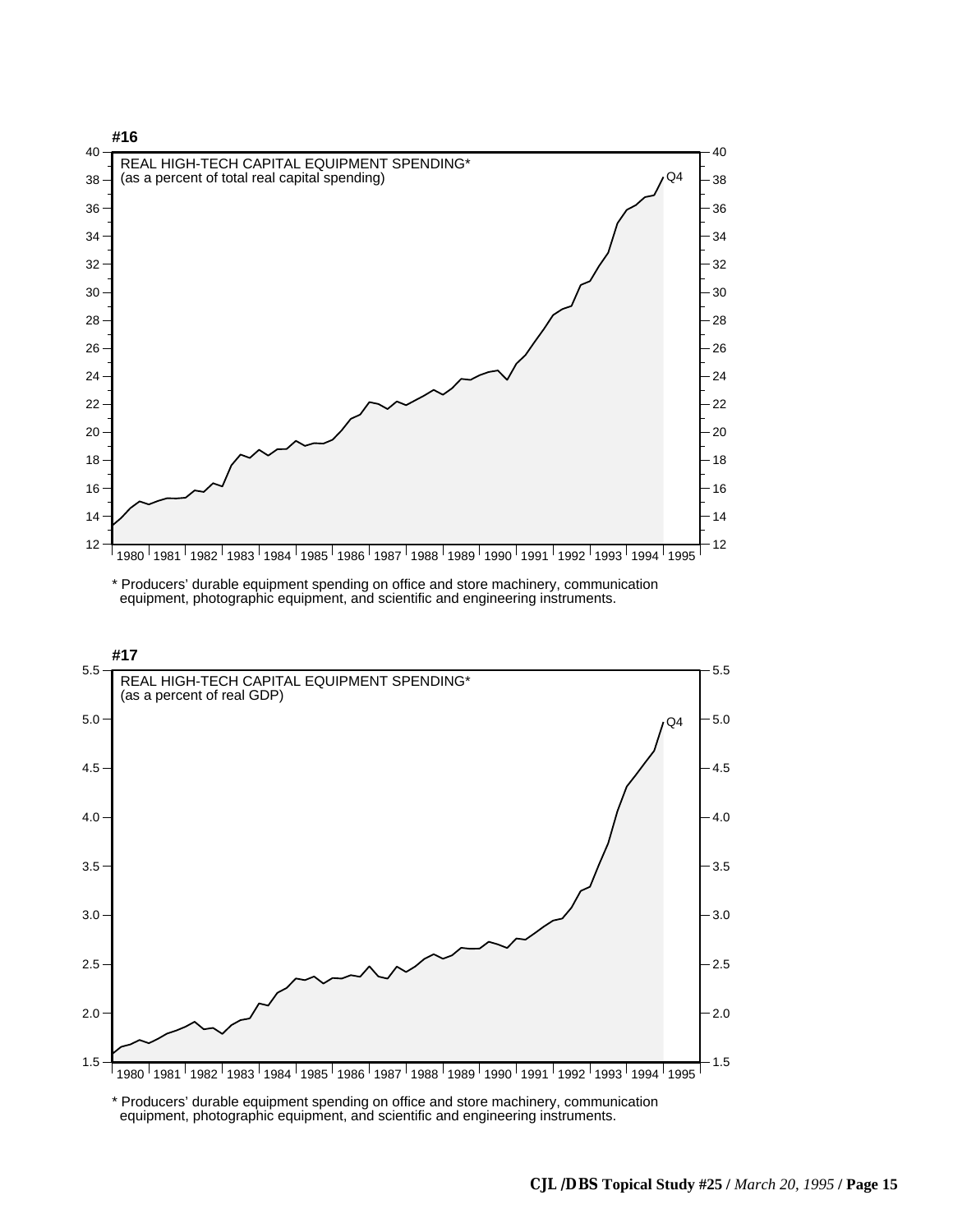#16

REAL HIGH-TECH CAPITAL EQUIPMENT SPENDING*
(as a percent of total real capital spending)

40
38
36
34
32
30
28
26
24
22
20
18
16
14
12

Q4

1980 1981 1982 1983 1984 1985 1986 1987 1988 1989 1990 1991 1992 1993 1994 1995

* Producers' durable equipment spending on office and store machinery, communication equipment, photographic equipment, and scientific and engineering instruments.

#17

REAL HIGH-TECH CAPITAL EQUIPMENT SPENDING*
(as a percent of real GDP)

5.5
5.0
4.5
4.0
3.5
3.0
2.5
2.0
1.5

Q4

1980 1981 1982 1983 1984 1985 1986 1987 1988 1989 1990 1991 1992 1993 1994 1995

* Producers' durable equipment spending on office and store machinery, communication equipment, photographic equipment, and scientific and engineering instruments.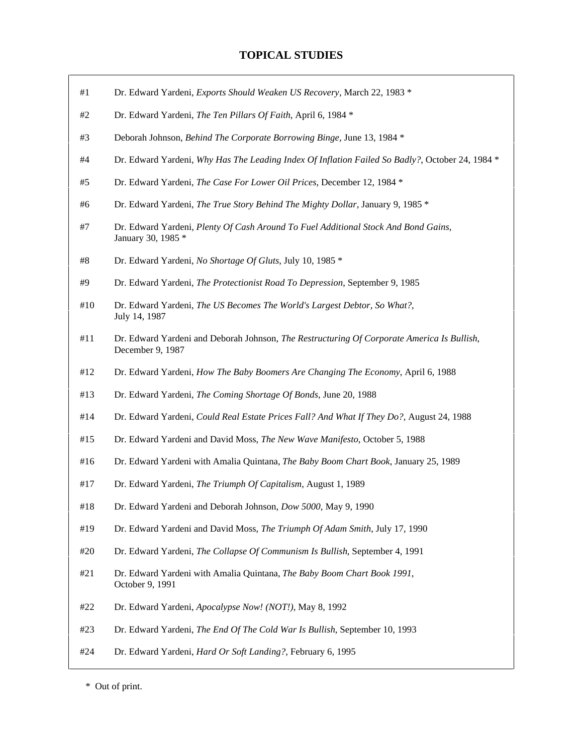## TOPICAL STUDIES

#1 Dr. Edward Yardeni, *Exports Should Weaken US Recovery*, March 22, 1983 *

#2 Dr. Edward Yardeni, *The Ten Pillars Of Faith*, April 6, 1984 *

#3 Deborah Johnson, *Behind The Corporate Borrowing Binge*, June 13, 1984 *

#4 Dr. Edward Yardeni, *Why Has The Leading Index Of Inflation Failed So Badly?*, October 24, 1984 *

#5 Dr. Edward Yardeni, *The Case For Lower Oil Prices*, December 12, 1984 *

#6 Dr. Edward Yardeni, *The True Story Behind The Mighty Dollar*, January 9, 1985 *

#7 Dr. Edward Yardeni, *Plenty Of Cash Around To Fuel Additional Stock And Bond Gains*, January 30, 1985 *

#8 Dr. Edward Yardeni, *No Shortage Of Gluts*, July 10, 1985 *

#9 Dr. Edward Yardeni, *The Protectionist Road To Depression*, September 9, 1985

#10 Dr. Edward Yardeni, *The US Becomes The World's Largest Debtor, So What?*, July 14, 1987

#11 Dr. Edward Yardeni and Deborah Johnson, *The Restructuring Of Corporate America Is Bullish*, December 9, 1987

#12 Dr. Edward Yardeni, *How The Baby Boomers Are Changing The Economy*, April 6, 1988

#13 Dr. Edward Yardeni, *The Coming Shortage Of Bonds*, June 20, 1988

#14 Dr. Edward Yardeni, *Could Real Estate Prices Fall? And What If They Do?*, August 24, 1988

#15 Dr. Edward Yardeni and David Moss, *The New Wave Manifesto*, October 5, 1988

#16 Dr. Edward Yardeni with Amalia Quintana, *The Baby Boom Chart Book*, January 25, 1989

#17 Dr. Edward Yardeni, *The Triumph Of Capitalism*, August 1, 1989

#18 Dr. Edward Yardeni and Deborah Johnson, *Dow 5000*, May 9, 1990

#19 Dr. Edward Yardeni and David Moss, *The Triumph Of Adam Smith*, July 17, 1990

#20 Dr. Edward Yardeni, *The Collapse Of Communism Is Bullish*, September 4, 1991

#21 Dr. Edward Yardeni with Amalia Quintana, *The Baby Boom Chart Book 1991*, October 9, 1991

#22 Dr. Edward Yardeni, *Apocalypse Now! (NOT!)*, May 8, 1992

#23 Dr. Edward Yardeni, *The End Of The Cold War Is Bullish*, September 10, 1993

#24 Dr. Edward Yardeni, *Hard Or Soft Landing?*, February 6, 1995

* Out of print.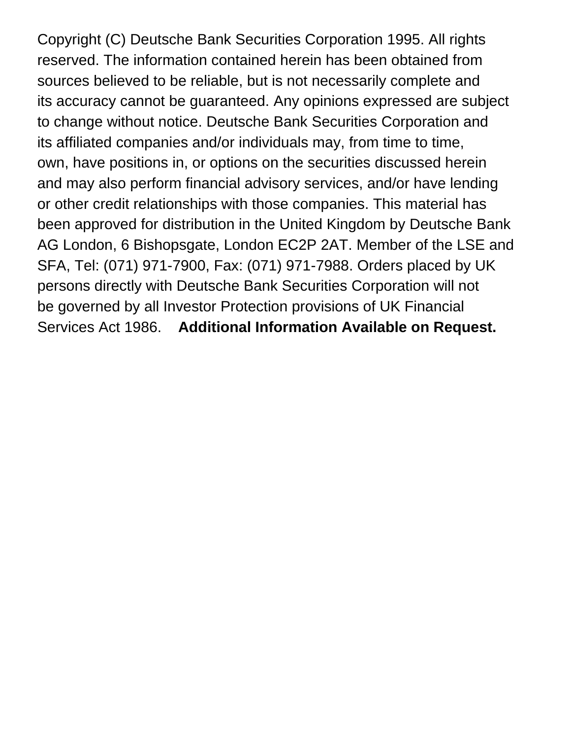Copyright (C) Deutsche Bank Securities Corporation 1995. All rights reserved. The information contained herein has been obtained from sources believed to be reliable, but is not necessarily complete and its accuracy cannot be guaranteed. Any opinions expressed are subject to change without notice. Deutsche Bank Securities Corporation and its affiliated companies and/or individuals may, from time to time, own, have positions in, or options on the securities discussed herein and may also perform financial advisory services, and/or have lending or other credit relationships with those companies. This material has been approved for distribution in the United Kingdom by Deutsche Bank AG London, 6 Bishopsgate, London EC2P 2AT. Member of the LSE and SFA, Tel: (071) 971-7900, Fax: (071) 971-7988. Orders placed by UK persons directly with Deutsche Bank Securities Corporation will not be governed by all Investor Protection provisions of UK Financial Services Act 1986. **Additional Information Available on Request.**